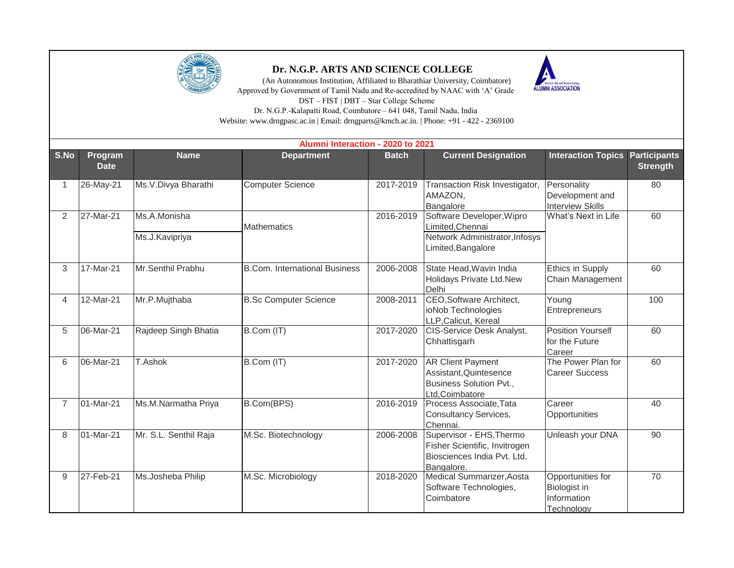# Dr. N.G.P. ARTS AND SCIENCE COLLEGE

(An Autonomous Institution, Affiliated to Bharathiar University, Coimbatore)
Approved by Government of Tamil Nadu and Re-accredited by NAAC with 'A' Grade
DST – FIST | DBT – Star College Scheme
Dr. N.G.P.-Kalapatti Road, Coimbatore – 641 048, Tamil Nadu, India
Website: www.drngpasc.ac.in | Email: drngparts@kmch.ac.in. | Phone: +91 - 422 - 2369100

## Alumni Interaction - 2020 to 2021

| S.No | Program Date | Name | Department | Batch | Current Designation | Interaction Topics | Participants Strength |
|---|---|---|---|---|---|---|---|
| 1 | 26-May-21 | Ms.V.Divya Bharathi | Computer Science | 2017-2019 | Transaction Risk Investigator, AMAZON, Bangalore | Personality Development and Interview Skills | 80 |
| 2 | 27-Mar-21 | Ms.A.Monisha | Mathematics | 2016-2019 | Software Developer,Wipro Limited,Chennai | What's Next in Life | 60 |
| | | Ms.J.Kavipriya | | | Network Administrator,Infosys Limited,Bangalore | | |
| 3 | 17-Mar-21 | Mr.Senthil Prabhu | B.Com. International Business | 2006-2008 | State Head,Wavin India Holidays Private Ltd.New Delhi | Ethics in Supply Chain Management | 60 |
| 4 | 12-Mar-21 | Mr.P.Mujthaba | B.Sc Computer Science | 2008-2011 | CEO,Software Architect, ioNob Technologies LLP,Calicut, Kereal | Young Entrepreneurs | 100 |
| 5 | 06-Mar-21 | Rajdeep Singh Bhatia | B.Com (IT) | 2017-2020 | CIS-Service Desk Analyst, Chhattisgarh | Position Yourself for the Future Career | 60 |
| 6 | 06-Mar-21 | T.Ashok | B.Com (IT) | 2017-2020 | AR Client Payment Assistant,Quintesence Business Solution Pvt., Ltd,Coimbatore | The Power Plan for Career Success | 60 |
| 7 | 01-Mar-21 | Ms.M.Narmatha Priya | B.Com(BPS) | 2016-2019 | Process Associate,Tata Consultancy Services, Chennai. | Career Opportunities | 40 |
| 8 | 01-Mar-21 | Mr. S.L. Senthil Raja | M.Sc. Biotechnology | 2006-2008 | Supervisor - EHS,Thermo Fisher Scientific, Invitrogen Biosciences India Pvt. Ltd, Bangalore. | Unleash your DNA | 90 |
| 9 | 27-Feb-21 | Ms.Josheba Philip | M.Sc. Microbiology | 2018-2020 | Medical Summarizer,Aosta Software Technologies, Coimbatore | Opportunities for Biologist in Information Technology | 70 |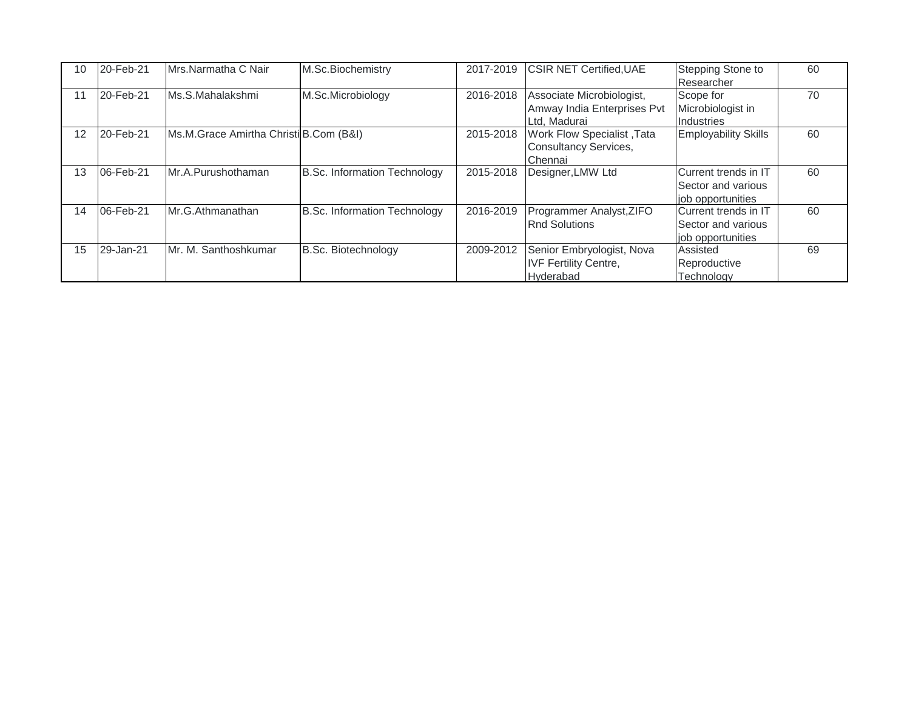| | | | | | | | |
|---|---|---|---|---|---|---|---|
| 10 | 20-Feb-21 | Mrs.Narmatha C Nair | M.Sc.Biochemistry | 2017-2019 | CSIR NET Certified,UAE | Stepping Stone to Researcher | 60 |
| 11 | 20-Feb-21 | Ms.S.Mahalakshmi | M.Sc.Microbiology | 2016-2018 | Associate Microbiologist, Amway India Enterprises Pvt Ltd, Madurai | Scope for Microbiologist in Industries | 70 |
| 12 | 20-Feb-21 | Ms.M.Grace Amirtha Christi | B.Com (B&I) | 2015-2018 | Work Flow Specialist ,Tata Consultancy Services, Chennai | Employability Skills | 60 |
| 13 | 06-Feb-21 | Mr.A.Purushothaman | B.Sc. Information Technology | 2015-2018 | Designer,LMW Ltd | Current trends in IT Sector and various job opportunities | 60 |
| 14 | 06-Feb-21 | Mr.G.Athmanathan | B.Sc. Information Technology | 2016-2019 | Programmer Analyst,ZIFO Rnd Solutions | Current trends in IT Sector and various job opportunities | 60 |
| 15 | 29-Jan-21 | Mr. M. Santhoshkumar | B.Sc. Biotechnology | 2009-2012 | Senior Embryologist, Nova IVF Fertility Centre, Hyderabad | Assisted Reproductive Technology | 69 |